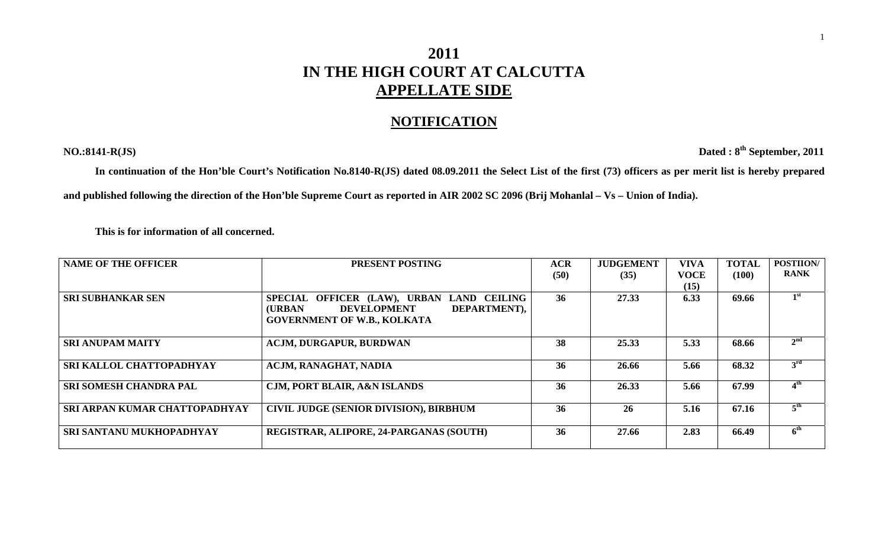# 2011
# IN THE HIGH COURT AT CALCUTTA
## APPELLATE SIDE

## NOTIFICATION

**NO.:8141-R(JS)** **Dated : 8th September, 2011**

**In continuation of the Hon'ble Court's Notification No.8140-R(JS) dated 08.09.2011 the Select List of the first (73) officers as per merit list is hereby prepared and published following the direction of the Hon'ble Supreme Court as reported in AIR 2002 SC 2096 (Brij Mohanlal – Vs – Union of India).**

**This is for information of all concerned.**

| NAME OF THE OFFICER | PRESENT POSTING | ACR (50) | JUDGEMENT (35) | VIVA VOCE (15) | TOTAL (100) | POSTIION/ RANK |
|---|---|---|---|---|---|---|
| SRI SUBHANKAR SEN | SPECIAL OFFICER (LAW), URBAN LAND CEILING (URBAN DEVELOPMENT DEPARTMENT), GOVERNMENT OF W.B., KOLKATA | 36 | 27.33 | 6.33 | 69.66 | 1st |
| SRI ANUPAM MAITY | ACJM, DURGAPUR, BURDWAN | 38 | 25.33 | 5.33 | 68.66 | 2nd |
| SRI KALLOL CHATTOPADHYAY | ACJM, RANAGHAT, NADIA | 36 | 26.66 | 5.66 | 68.32 | 3rd |
| SRI SOMESH CHANDRA PAL | CJM, PORT BLAIR, A&N ISLANDS | 36 | 26.33 | 5.66 | 67.99 | 4th |
| SRI ARPAN KUMAR CHATTOPADHYAY | CIVIL JUDGE (SENIOR DIVISION), BIRBHUM | 36 | 26 | 5.16 | 67.16 | 5th |
| SRI SANTANU MUKHOPADHYAY | REGISTRAR, ALIPORE, 24-PARGANAS (SOUTH) | 36 | 27.66 | 2.83 | 66.49 | 6th |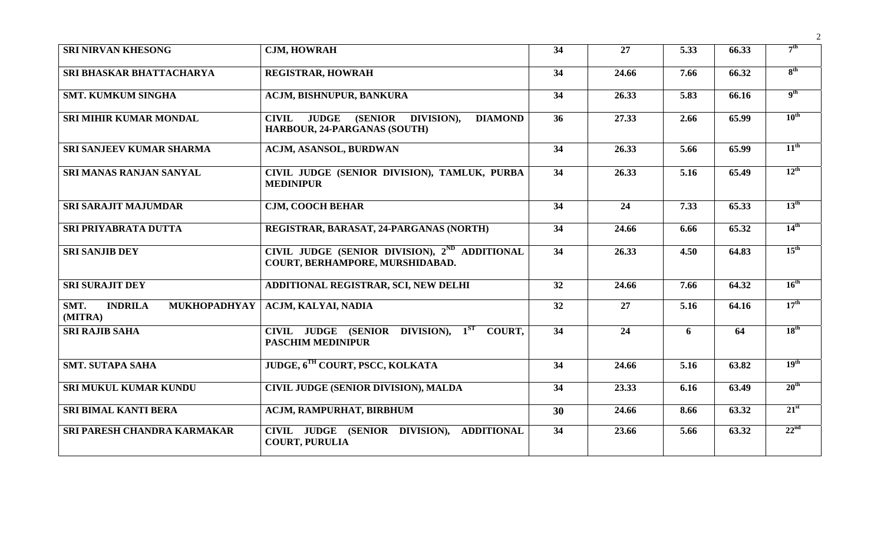| | | | | | | |
|---|---|---|---|---|---|---|
| **SRI NIRVAN KHESONG** | **CJM, HOWRAH** | **34** | **27** | **5.33** | **66.33** | **7th** |
| **SRI BHASKAR BHATTACHARYA** | **REGISTRAR, HOWRAH** | **34** | **24.66** | **7.66** | **66.32** | **8th** |
| **SMT. KUMKUM SINGHA** | **ACJM, BISHNUPUR, BANKURA** | **34** | **26.33** | **5.83** | **66.16** | **9th** |
| **SRI MIHIR KUMAR MONDAL** | **CIVIL JUDGE (SENIOR DIVISION), DIAMOND HARBOUR, 24-PARGANAS (SOUTH)** | **36** | **27.33** | **2.66** | **65.99** | **10th** |
| **SRI SANJEEV KUMAR SHARMA** | **ACJM, ASANSOL, BURDWAN** | **34** | **26.33** | **5.66** | **65.99** | **11th** |
| **SRI MANAS RANJAN SANYAL** | **CIVIL JUDGE (SENIOR DIVISION), TAMLUK, PURBA MEDINIPUR** | **34** | **26.33** | **5.16** | **65.49** | **12th** |
| **SRI SARAJIT MAJUMDAR** | **CJM, COOCH BEHAR** | **34** | **24** | **7.33** | **65.33** | **13th** |
| **SRI PRIYABRATA DUTTA** | **REGISTRAR, BARASAT, 24-PARGANAS (NORTH)** | **34** | **24.66** | **6.66** | **65.32** | **14th** |
| **SRI SANJIB DEY** | **CIVIL JUDGE (SENIOR DIVISION), 2ND ADDITIONAL COURT, BERHAMPORE, MURSHIDABAD.** | **34** | **26.33** | **4.50** | **64.83** | **15th** |
| **SRI SURAJIT DEY** | **ADDITIONAL REGISTRAR, SCI, NEW DELHI** | **32** | **24.66** | **7.66** | **64.32** | **16th** |
| **SMT. INDRILA MUKHOPADHYAY (MITRA)** | **ACJM, KALYAI, NADIA** | **32** | **27** | **5.16** | **64.16** | **17th** |
| **SRI RAJIB SAHA** | **CIVIL JUDGE (SENIOR DIVISION), 1ST COURT, PASCHIM MEDINIPUR** | **34** | **24** | **6** | **64** | **18th** |
| **SMT. SUTAPA SAHA** | **JUDGE, 6TH COURT, PSCC, KOLKATA** | **34** | **24.66** | **5.16** | **63.82** | **19th** |
| **SRI MUKUL KUMAR KUNDU** | **CIVIL JUDGE (SENIOR DIVISION), MALDA** | **34** | **23.33** | **6.16** | **63.49** | **20th** |
| **SRI BIMAL KANTI BERA** | **ACJM, RAMPURHAT, BIRBHUM** | **30** | **24.66** | **8.66** | **63.32** | **21st** |
| **SRI PARESH CHANDRA KARMAKAR** | **CIVIL JUDGE (SENIOR DIVISION), ADDITIONAL COURT, PURULIA** | **34** | **23.66** | **5.66** | **63.32** | **22nd** |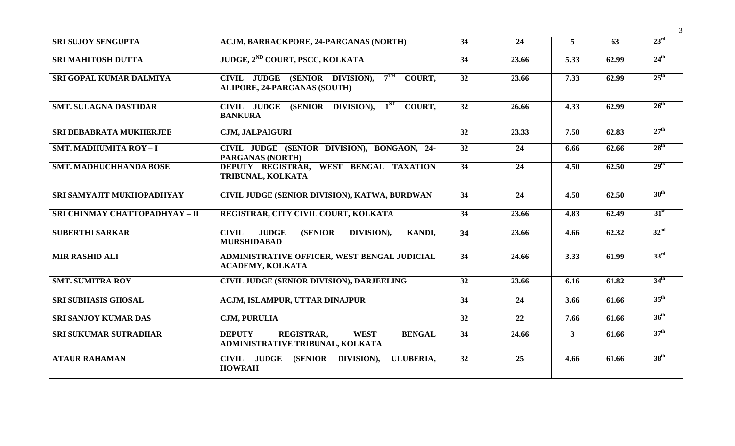| SRI SUJOY SENGUPTA | ACJM, BARRACKPORE, 24-PARGANAS (NORTH) | 34 | 24 | 5 | 63 | 23rd |
|---|---|---|---|---|---|---|
| SRI MAHITOSH DUTTA | JUDGE, 2ND COURT, PSCC, KOLKATA | 34 | 23.66 | 5.33 | 62.99 | 24th |
| SRI GOPAL KUMAR DALMIYA | CIVIL JUDGE (SENIOR DIVISION), 7TH COURT, ALIPORE, 24-PARGANAS (SOUTH) | 32 | 23.66 | 7.33 | 62.99 | 25th |
| SMT. SULAGNA DASTIDAR | CIVIL JUDGE (SENIOR DIVISION), 1ST COURT, BANKURA | 32 | 26.66 | 4.33 | 62.99 | 26th |
| SRI DEBABRATA MUKHERJEE | CJM, JALPAIGURI | 32 | 23.33 | 7.50 | 62.83 | 27th |
| SMT. MADHUMITA ROY – I | CIVIL JUDGE (SENIOR DIVISION), BONGAON, 24-PARGANAS (NORTH) | 32 | 24 | 6.66 | 62.66 | 28th |
| SMT. MADHUCHHANDA BOSE | DEPUTY REGISTRAR, WEST BENGAL TAXATION TRIBUNAL, KOLKATA | 34 | 24 | 4.50 | 62.50 | 29th |
| SRI SAMYAJIT MUKHOPADHYAY | CIVIL JUDGE (SENIOR DIVISION), KATWA, BURDWAN | 34 | 24 | 4.50 | 62.50 | 30th |
| SRI CHINMAY CHATTOPADHYAY – II | REGISTRAR, CITY CIVIL COURT, KOLKATA | 34 | 23.66 | 4.83 | 62.49 | 31st |
| SUBERTHI SARKAR | CIVIL JUDGE (SENIOR DIVISION), KANDI, MURSHIDABAD | 34 | 23.66 | 4.66 | 62.32 | 32nd |
| MIR RASHID ALI | ADMINISTRATIVE OFFICER, WEST BENGAL JUDICIAL ACADEMY, KOLKATA | 34 | 24.66 | 3.33 | 61.99 | 33rd |
| SMT. SUMITRA ROY | CIVIL JUDGE (SENIOR DIVISION), DARJEELING | 32 | 23.66 | 6.16 | 61.82 | 34th |
| SRI SUBHASIS GHOSAL | ACJM, ISLAMPUR, UTTAR DINAJPUR | 34 | 24 | 3.66 | 61.66 | 35th |
| SRI SANJOY KUMAR DAS | CJM, PURULIA | 32 | 22 | 7.66 | 61.66 | 36th |
| SRI SUKUMAR SUTRADHAR | DEPUTY REGISTRAR, WEST BENGAL ADMINISTRATIVE TRIBUNAL, KOLKATA | 34 | 24.66 | 3 | 61.66 | 37th |
| ATAUR RAHAMAN | CIVIL JUDGE (SENIOR DIVISION), ULUBERIA, HOWRAH | 32 | 25 | 4.66 | 61.66 | 38th |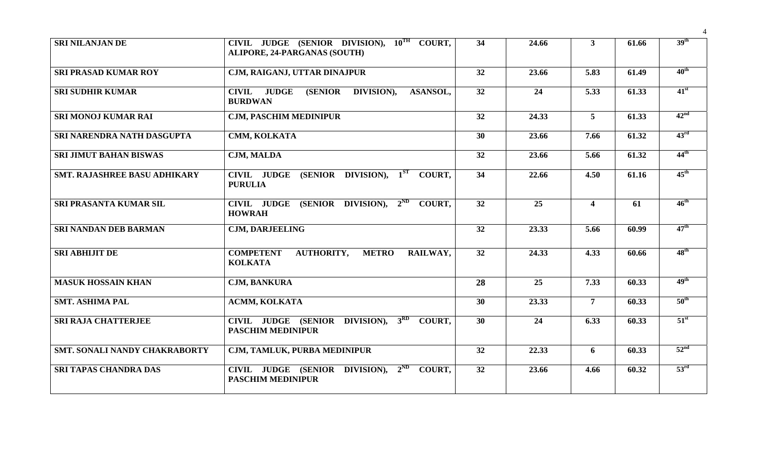| SRI NILANJAN DE | CIVIL JUDGE (SENIOR DIVISION), 10$^{TH}$ COURT, ALIPORE, 24-PARGANAS (SOUTH) | 34 | 24.66 | 3 | 61.66 | 39$^{th}$ |
|---|---|---|---|---|---|---|
| SRI PRASAD KUMAR ROY | CJM, RAIGANJ, UTTAR DINAJPUR | 32 | 23.66 | 5.83 | 61.49 | 40$^{th}$ |
| SRI SUDHIR KUMAR | CIVIL JUDGE (SENIOR DIVISION), ASANSOL, BURDWAN | 32 | 24 | 5.33 | 61.33 | 41$^{st}$ |
| SRI MONOJ KUMAR RAI | CJM, PASCHIM MEDINIPUR | 32 | 24.33 | 5 | 61.33 | 42$^{nd}$ |
| SRI NARENDRA NATH DASGUPTA | CMM, KOLKATA | 30 | 23.66 | 7.66 | 61.32 | 43$^{rd}$ |
| SRI JIMUT BAHAN BISWAS | CJM, MALDA | 32 | 23.66 | 5.66 | 61.32 | 44$^{th}$ |
| SMT. RAJASHREE BASU ADHIKARY | CIVIL JUDGE (SENIOR DIVISION), 1$^{ST}$ COURT, PURULIA | 34 | 22.66 | 4.50 | 61.16 | 45$^{th}$ |
| SRI PRASANTA KUMAR SIL | CIVIL JUDGE (SENIOR DIVISION), 2$^{ND}$ COURT, HOWRAH | 32 | 25 | 4 | 61 | 46$^{th}$ |
| SRI NANDAN DEB BARMAN | CJM, DARJEELING | 32 | 23.33 | 5.66 | 60.99 | 47$^{th}$ |
| SRI ABHIJIT DE | COMPETENT AUTHORITY, METRO RAILWAY, KOLKATA | 32 | 24.33 | 4.33 | 60.66 | 48$^{th}$ |
| MASUK HOSSAIN KHAN | CJM, BANKURA | 28 | 25 | 7.33 | 60.33 | 49$^{th}$ |
| SMT. ASHIMA PAL | ACMM, KOLKATA | 30 | 23.33 | 7 | 60.33 | 50$^{th}$ |
| SRI RAJA CHATTERJEE | CIVIL JUDGE (SENIOR DIVISION), 3$^{RD}$ COURT, PASCHIM MEDINIPUR | 30 | 24 | 6.33 | 60.33 | 51$^{st}$ |
| SMT. SONALI NANDY CHAKRABORTY | CJM, TAMLUK, PURBA MEDINIPUR | 32 | 22.33 | 6 | 60.33 | 52$^{nd}$ |
| SRI TAPAS CHANDRA DAS | CIVIL JUDGE (SENIOR DIVISION), 2$^{ND}$ COURT, PASCHIM MEDINIPUR | 32 | 23.66 | 4.66 | 60.32 | 53$^{rd}$ |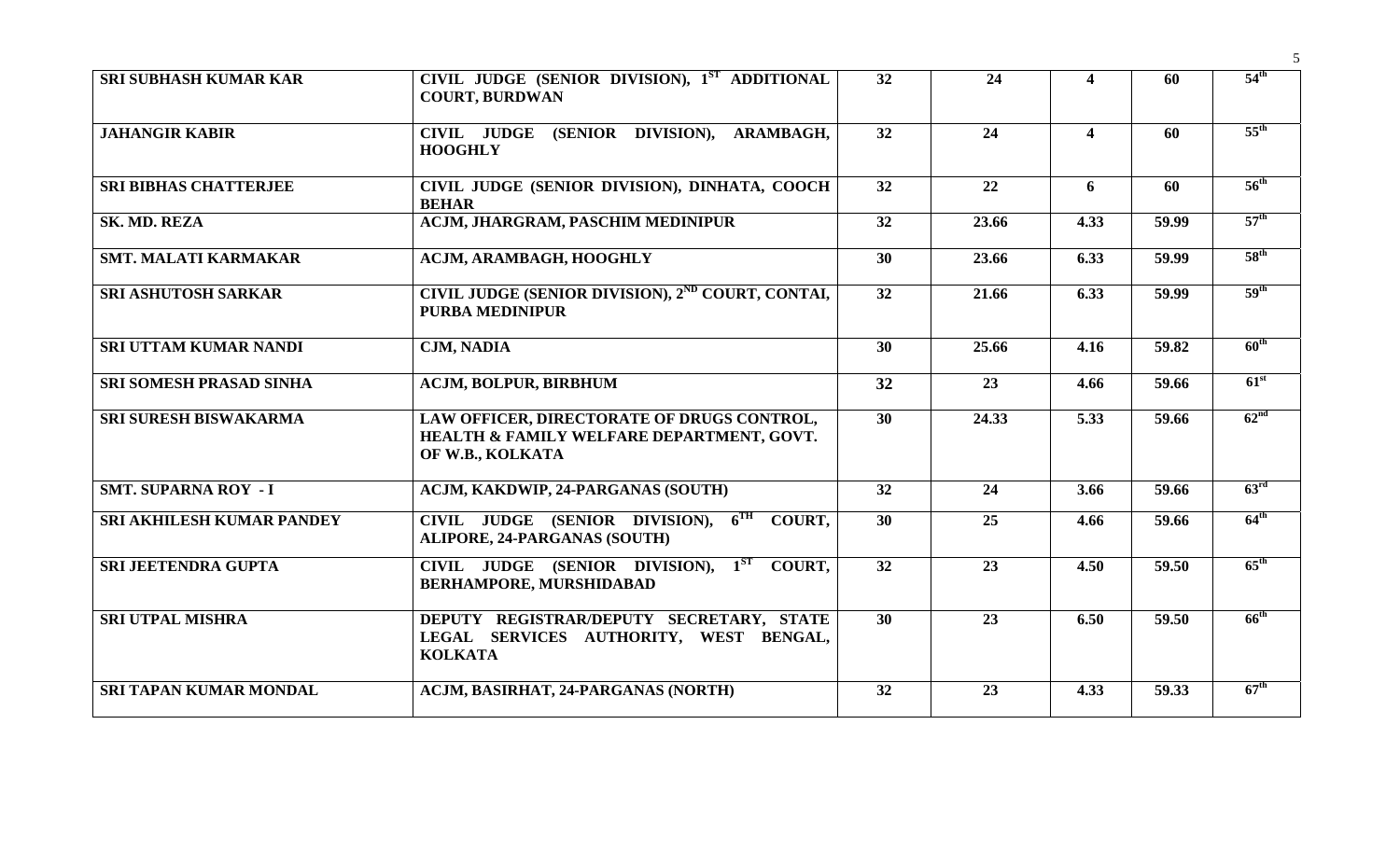| | | | | | | |
|---|---|---|---|---|---|---|
| **SRI SUBHASH KUMAR KAR** | **CIVIL JUDGE (SENIOR DIVISION), 1ST ADDITIONAL COURT, BURDWAN** | **32** | **24** | **4** | **60** | **54th** |
| **JAHANGIR KABIR** | **CIVIL JUDGE (SENIOR DIVISION), ARAMBAGH, HOOGHLY** | **32** | **24** | **4** | **60** | **55th** |
| **SRI BIBHAS CHATTERJEE** | **CIVIL JUDGE (SENIOR DIVISION), DINHATA, COOCH BEHAR** | **32** | **22** | **6** | **60** | **56th** |
| **SK. MD. REZA** | **ACJM, JHARGRAM, PASCHIM MEDINIPUR** | **32** | **23.66** | **4.33** | **59.99** | **57th** |
| **SMT. MALATI KARMAKAR** | **ACJM, ARAMBAGH, HOOGHLY** | **30** | **23.66** | **6.33** | **59.99** | **58th** |
| **SRI ASHUTOSH SARKAR** | **CIVIL JUDGE (SENIOR DIVISION), 2ND COURT, CONTAI, PURBA MEDINIPUR** | **32** | **21.66** | **6.33** | **59.99** | **59th** |
| **SRI UTTAM KUMAR NANDI** | **CJM, NADIA** | **30** | **25.66** | **4.16** | **59.82** | **60th** |
| **SRI SOMESH PRASAD SINHA** | **ACJM, BOLPUR, BIRBHUM** | **32** | **23** | **4.66** | **59.66** | **61st** |
| **SRI SURESH BISWAKARMA** | **LAW OFFICER, DIRECTORATE OF DRUGS CONTROL, HEALTH & FAMILY WELFARE DEPARTMENT, GOVT. OF W.B., KOLKATA** | **30** | **24.33** | **5.33** | **59.66** | **62nd** |
| **SMT. SUPARNA ROY - I** | **ACJM, KAKDWIP, 24-PARGANAS (SOUTH)** | **32** | **24** | **3.66** | **59.66** | **63rd** |
| **SRI AKHILESH KUMAR PANDEY** | **CIVIL JUDGE (SENIOR DIVISION), 6TH COURT, ALIPORE, 24-PARGANAS (SOUTH)** | **30** | **25** | **4.66** | **59.66** | **64th** |
| **SRI JEETENDRA GUPTA** | **CIVIL JUDGE (SENIOR DIVISION), 1ST COURT, BERHAMPORE, MURSHIDABAD** | **32** | **23** | **4.50** | **59.50** | **65th** |
| **SRI UTPAL MISHRA** | **DEPUTY REGISTRAR/DEPUTY SECRETARY, STATE LEGAL SERVICES AUTHORITY, WEST BENGAL, KOLKATA** | **30** | **23** | **6.50** | **59.50** | **66th** |
| **SRI TAPAN KUMAR MONDAL** | **ACJM, BASIRHAT, 24-PARGANAS (NORTH)** | **32** | **23** | **4.33** | **59.33** | **67th** |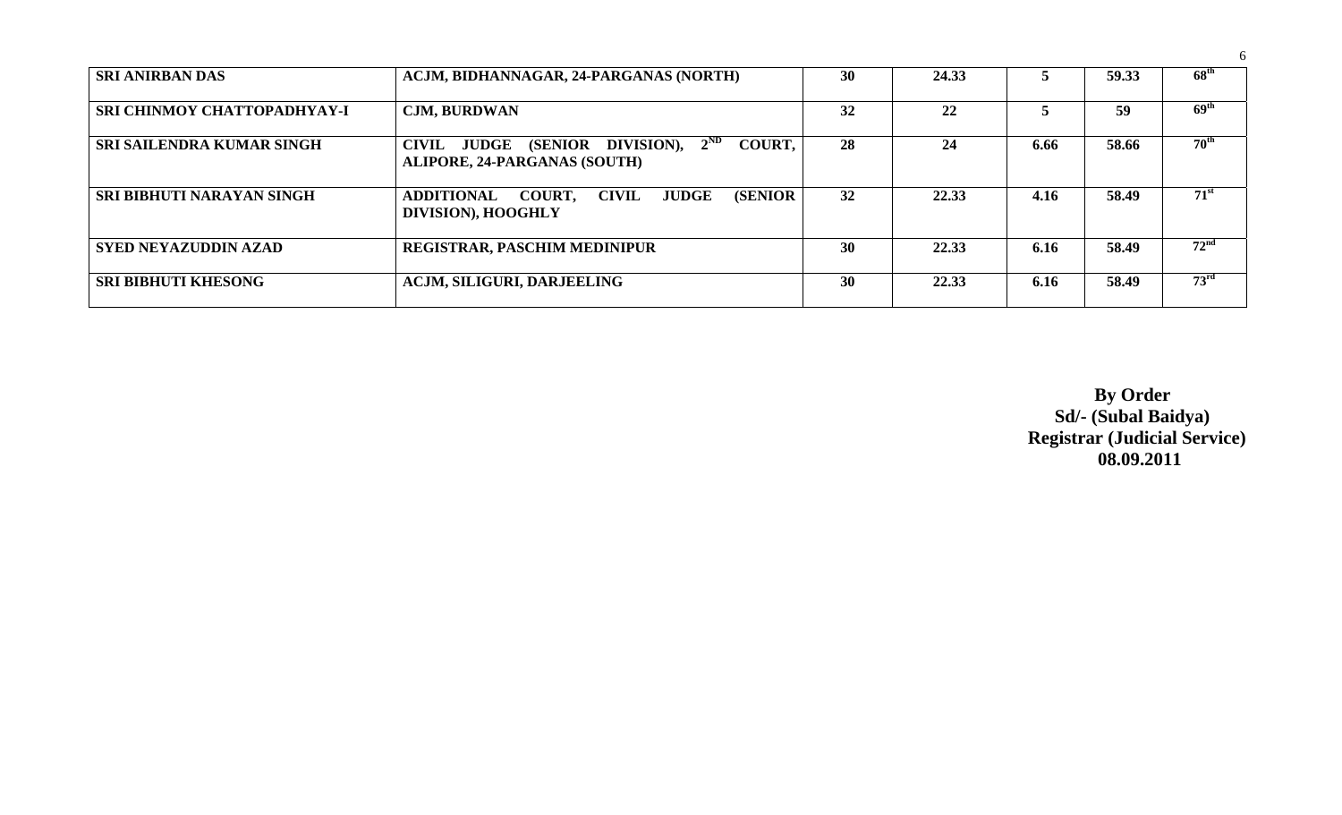| | | | | | | |
|---|---|---|---|---|---|---|
| **SRI ANIRBAN DAS** | **ACJM, BIDHANNAGAR, 24-PARGANAS (NORTH)** | **30** | **24.33** | **5** | **59.33** | **68th** |
| **SRI CHINMOY CHATTOPADHYAY-I** | **CJM, BURDWAN** | **32** | **22** | **5** | **59** | **69th** |
| **SRI SAILENDRA KUMAR SINGH** | **CIVIL JUDGE (SENIOR DIVISION), 2ND COURT, ALIPORE, 24-PARGANAS (SOUTH)** | **28** | **24** | **6.66** | **58.66** | **70th** |
| **SRI BIBHUTI NARAYAN SINGH** | **ADDITIONAL COURT, CIVIL JUDGE (SENIOR DIVISION), HOOGHLY** | **32** | **22.33** | **4.16** | **58.49** | **71st** |
| **SYED NEYAZUDDIN AZAD** | **REGISTRAR, PASCHIM MEDINIPUR** | **30** | **22.33** | **6.16** | **58.49** | **72nd** |
| **SRI BIBHUTI KHESONG** | **ACJM, SILIGURI, DARJEELING** | **30** | **22.33** | **6.16** | **58.49** | **73rd** |

**By Order**
**Sd/- (Subal Baidya)**
**Registrar (Judicial Service)**
**08.09.2011**